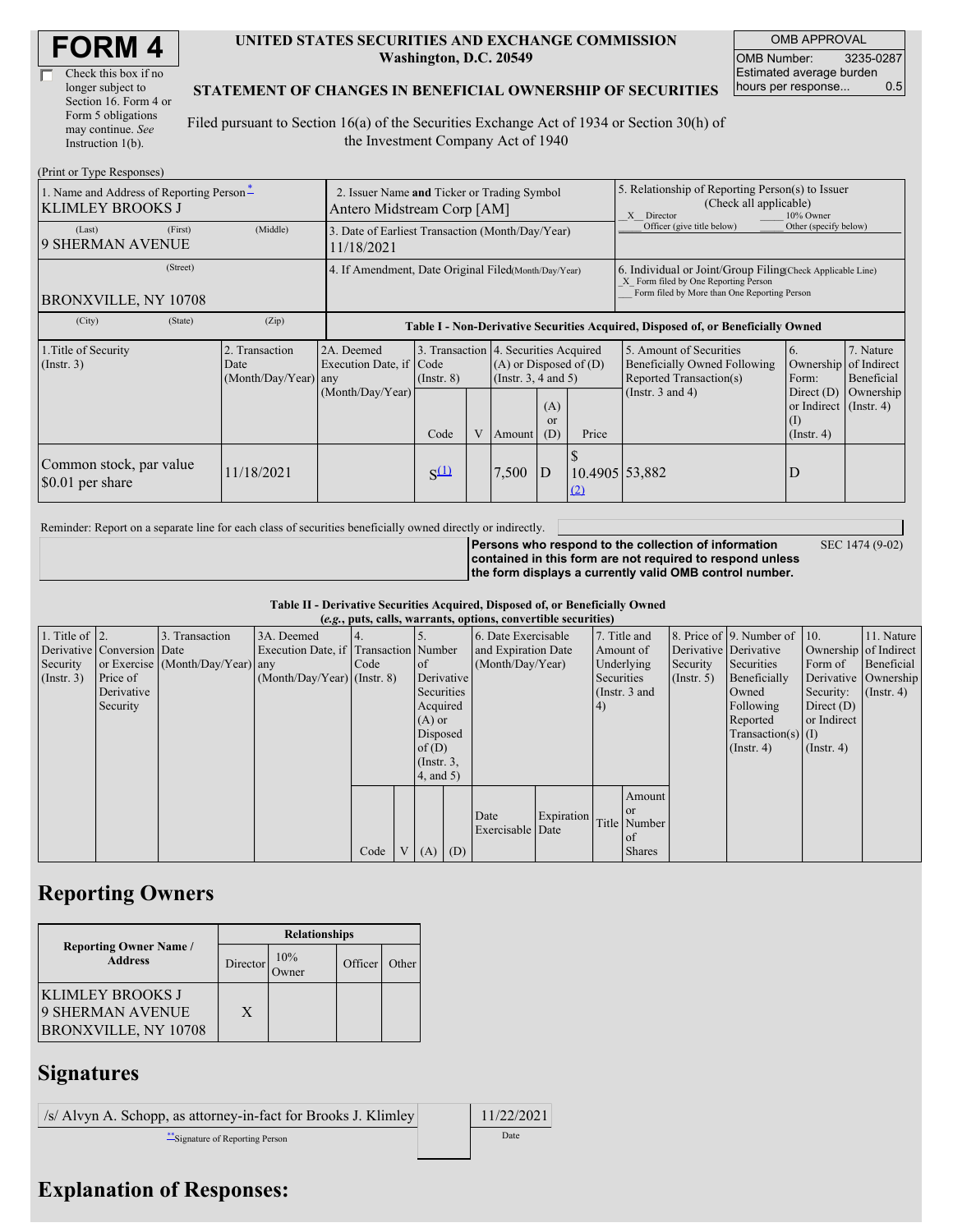# FORM 4

☐ Check this box if no longer subject to Section 16. Form 4 or Form 5 obligations may continue. *See* Instruction 1(b).

**UNITED STATES SECURITIES AND EXCHANGE COMMISSION**
**Washington, D.C. 20549**

**STATEMENT OF CHANGES IN BENEFICIAL OWNERSHIP OF SECURITIES**

Filed pursuant to Section 16(a) of the Securities Exchange Act of 1934 or Section 30(h) of the Investment Company Act of 1940

| OMB APPROVAL | |
|---|---|
| OMB Number: | 3235-0287 |
| Estimated average burden hours per response... | 0.5 |

(Print or Type Responses)

| 1. Name and Address of Reporting Person * | 2. Issuer Name **and** Ticker or Trading Symbol | 5. Relationship of Reporting Person(s) to Issuer (Check all applicable) |
|---|---|---|
| KLIMLEY BROOKS J | Antero Midstream Corp [AM] | _X_ Director ___ 10% Owner ___ Officer (give title below) ___ Other (specify below) |
| (Last) (First) (Middle) 9 SHERMAN AVENUE | 3. Date of Earliest Transaction (Month/Day/Year) 11/18/2021 | |
| (Street) BRONXVILLE, NY 10708 | 4. If Amendment, Date Original Filed (Month/Day/Year) | 6. Individual or Joint/Group Filing (Check Applicable Line) _X_ Form filed by One Reporting Person ___ Form filed by More than One Reporting Person |
| (City) (State) (Zip) | | |

**Table I - Non-Derivative Securities Acquired, Disposed of, or Beneficially Owned**

| 1.Title of Security (Instr. 3) | 2. Transaction Date (Month/Day/Year) | 2A. Deemed Execution Date, if any (Month/Day/Year) | 3. Transaction Code (Instr. 8) Code | V | 4. Securities Acquired (A) or Disposed of (D) (Instr. 3, 4 and 5) Amount | (A) or (D) | Price | 5. Amount of Securities Beneficially Owned Following Reported Transaction(s) (Instr. 3 and 4) | 6. Ownership Form: Direct (D) or Indirect (I) (Instr. 4) | 7. Nature of Indirect Beneficial Ownership (Instr. 4) |
|---|---|---|---|---|---|---|---|---|---|---|
| Common stock, par value $0.01 per share | 11/18/2021 | | S [(1)] | | 7,500 | D | $ 10.4905 [(2)] | 53,882 | D | |

Reminder: Report on a separate line for each class of securities beneficially owned directly or indirectly.

**Persons who respond to the collection of information contained in this form are not required to respond unless the form displays a currently valid OMB control number.** SEC 1474 (9-02)

**Table II - Derivative Securities Acquired, Disposed of, or Beneficially Owned**
***(e.g.*, puts, calls, warrants, options, convertible securities)**

| 1. Title of Derivative Security (Instr. 3) | 2. Conversion or Exercise Price of Derivative Security | 3. Transaction Date (Month/Day/Year) | 3A. Deemed Execution Date, if any (Month/Day/Year) | 4. Transaction Code (Instr. 8) Code | V | 5. Number of Derivative Securities Acquired (A) or Disposed of (D) (Instr. 3, 4, and 5) (A) | (D) | 6. Date Exercisable and Expiration Date (Month/Day/Year) Date Exercisable | Expiration Date | 7. Title and Amount of Underlying Securities (Instr. 3 and 4) Title | Amount or Number of Shares | 8. Price of Derivative Security (Instr. 5) | 9. Number of Derivative Securities Beneficially Owned Following Reported Transaction(s) (Instr. 4) | 10. Ownership Form of Derivative Security: Direct (D) or Indirect (I) (Instr. 4) | 11. Nature of Indirect Beneficial Ownership (Instr. 4) |
|---|---|---|---|---|---|---|---|---|---|---|---|---|---|---|---|

## Reporting Owners

| Reporting Owner Name / Address | Director | 10% Owner | Officer | Other |
|---|---|---|---|---|
| KLIMLEY BROOKS J 9 SHERMAN AVENUE BRONXVILLE, NY 10708 | X | | | |

## Signatures

| /s/ Alvyn A. Schopp, as attorney-in-fact for Brooks J. Klimley | 11/22/2021 |
|---|---|
| ** Signature of Reporting Person | Date |

## Explanation of Responses: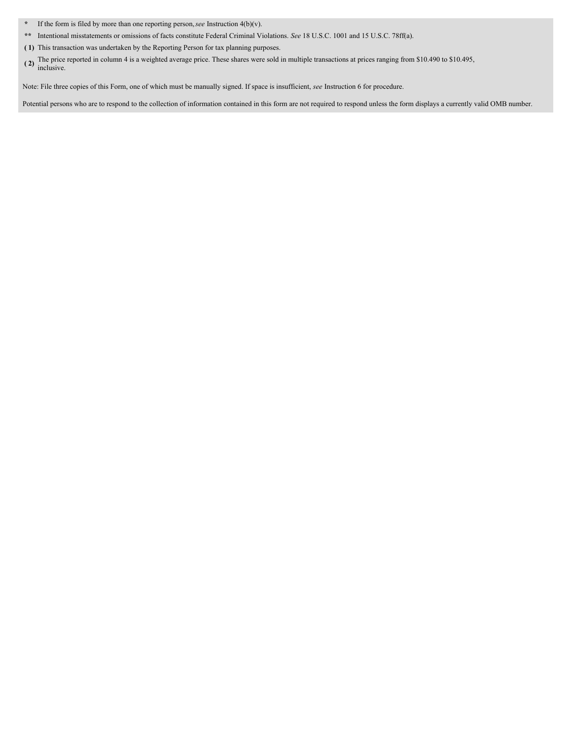\* If the form is filed by more than one reporting person, *see* Instruction 4(b)(v).

\*\* Intentional misstatements or omissions of facts constitute Federal Criminal Violations. *See* 18 U.S.C. 1001 and 15 U.S.C. 78ff(a).

**( 1)** This transaction was undertaken by the Reporting Person for tax planning purposes.

**( 2)** The price reported in column 4 is a weighted average price. These shares were sold in multiple transactions at prices ranging from $10.490 to $10.495, inclusive.

Note: File three copies of this Form, one of which must be manually signed. If space is insufficient, *see* Instruction 6 for procedure.

Potential persons who are to respond to the collection of information contained in this form are not required to respond unless the form displays a currently valid OMB number.